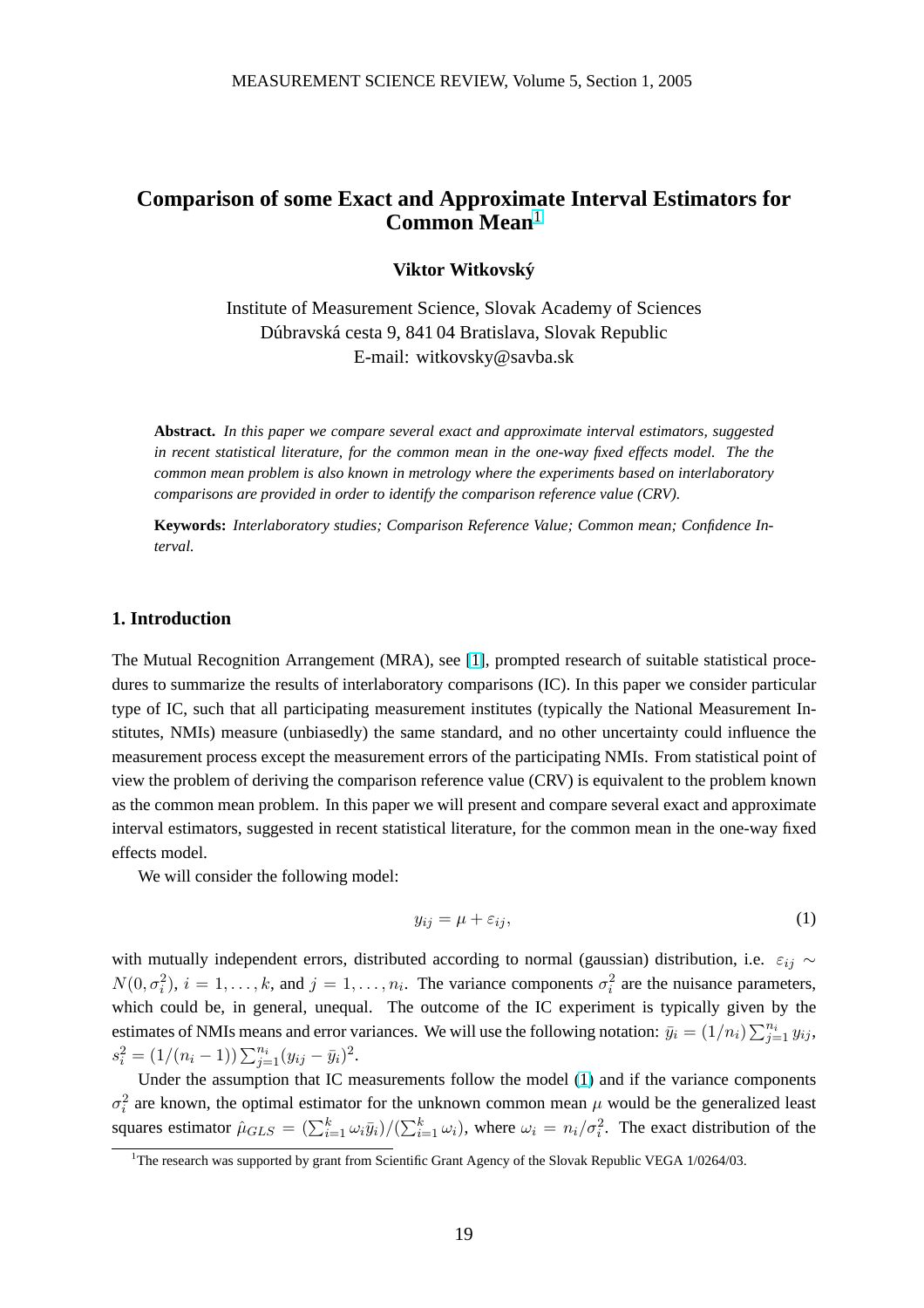# Comparison of some Exact and Approximate Interval Estimators for Common Mean[1]

**Viktor Witkovský**

Institute of Measurement Science, Slovak Academy of Sciences
Dúbravská cesta 9, 841 04 Bratislava, Slovak Republic
E-mail: witkovsky@savba.sk

**Abstract.** *In this paper we compare several exact and approximate interval estimators, suggested in recent statistical literature, for the common mean in the one-way fixed effects model. The the common mean problem is also known in metrology where the experiments based on interlaboratory comparisons are provided in order to identify the comparison reference value (CRV).*

**Keywords:** *Interlaboratory studies; Comparison Reference Value; Common mean; Confidence Interval.*

## 1. Introduction

The Mutual Recognition Arrangement (MRA), see [1], prompted research of suitable statistical procedures to summarize the results of interlaboratory comparisons (IC). In this paper we consider particular type of IC, such that all participating measurement institutes (typically the National Measurement Institutes, NMIs) measure (unbiasedly) the same standard, and no other uncertainty could influence the measurement process except the measurement errors of the participating NMIs. From statistical point of view the problem of deriving the comparison reference value (CRV) is equivalent to the problem known as the common mean problem. In this paper we will present and compare several exact and approximate interval estimators, suggested in recent statistical literature, for the common mean in the one-way fixed effects model.

We will consider the following model:

$$y_{ij} = \mu + \varepsilon_{ij}, \tag{1}$$

with mutually independent errors, distributed according to normal (gaussian) distribution, i.e. $\varepsilon_{ij} \sim N(0, \sigma_i^2)$, $i = 1, \ldots, k$, and $j = 1, \ldots, n_i$. The variance components $\sigma_i^2$ are the nuisance parameters, which could be, in general, unequal. The outcome of the IC experiment is typically given by the estimates of NMIs means and error variances. We will use the following notation: $\bar{y}_i = (1/n_i)\sum_{j=1}^{n_i} y_{ij}$, $s_i^2 = (1/(n_i - 1))\sum_{j=1}^{n_i}(y_{ij} - \bar{y}_i)^2$.

Under the assumption that IC measurements follow the model (1) and if the variance components $\sigma_i^2$ are known, the optimal estimator for the unknown common mean $\mu$ would be the generalized least squares estimator $\hat{\mu}_{GLS} = (\sum_{i=1}^{k} \omega_i \bar{y}_i)/(\sum_{i=1}^{k} \omega_i)$, where $\omega_i = n_i/\sigma_i^2$. The exact distribution of the

[1] The research was supported by grant from Scientific Grant Agency of the Slovak Republic VEGA 1/0264/03.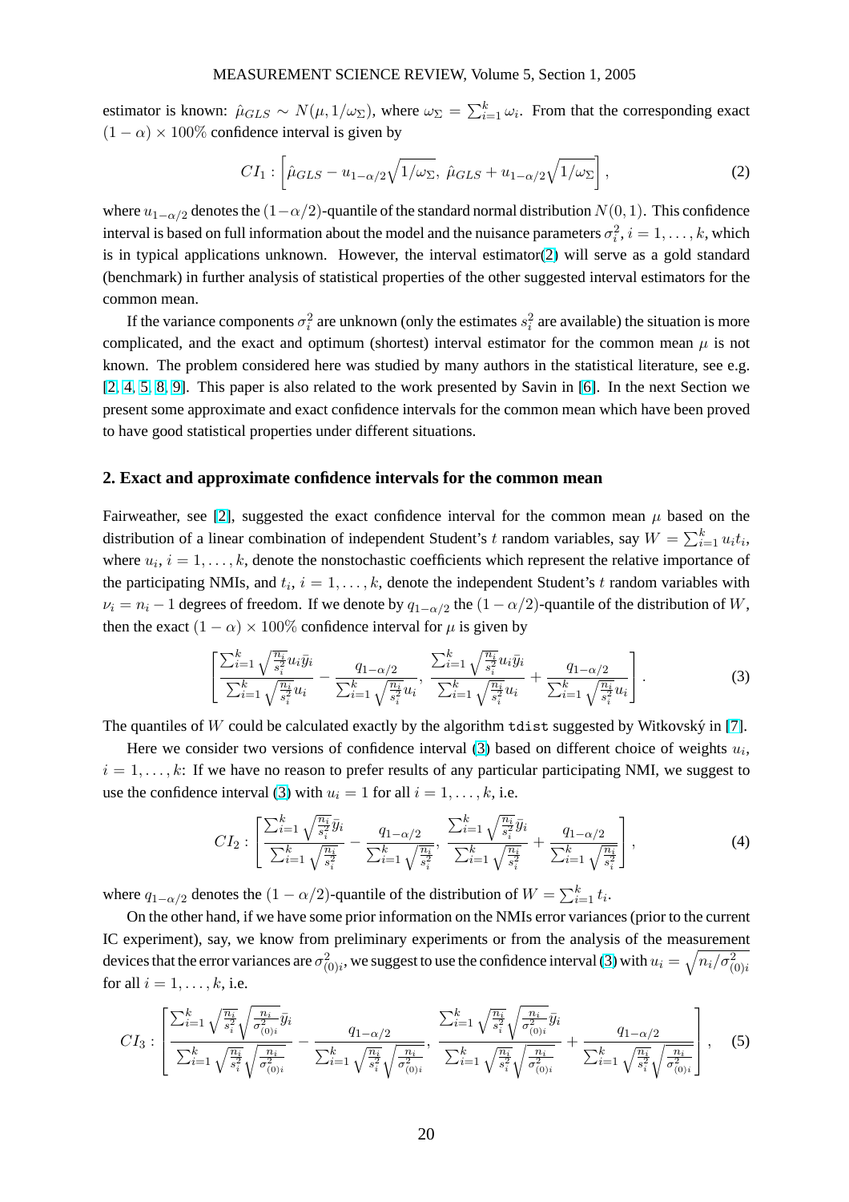estimator is known: $\hat{\mu}_{GLS} \sim N(\mu, 1/\omega_\Sigma)$, where $\omega_\Sigma = \sum_{i=1}^k \omega_i$. From that the corresponding exact $(1-\alpha) \times 100\%$ confidence interval is given by

$$CI_1 : \left[\hat{\mu}_{GLS} - u_{1-\alpha/2}\sqrt{1/\omega_\Sigma},\ \hat{\mu}_{GLS} + u_{1-\alpha/2}\sqrt{1/\omega_\Sigma}\right], \tag{2}$$

where $u_{1-\alpha/2}$ denotes the $(1-\alpha/2)$-quantile of the standard normal distribution $N(0,1)$. This confidence interval is based on full information about the model and the nuisance parameters $\sigma_i^2$, $i = 1,\ldots,k$, which is in typical applications unknown. However, the interval estimator(2) will serve as a gold standard (benchmark) in further analysis of statistical properties of the other suggested interval estimators for the common mean.

If the variance components $\sigma_i^2$ are unknown (only the estimates $s_i^2$ are available) the situation is more complicated, and the exact and optimum (shortest) interval estimator for the common mean $\mu$ is not known. The problem considered here was studied by many authors in the statistical literature, see e.g. [2, 4, 5, 8, 9]. This paper is also related to the work presented by Savin in [6]. In the next Section we present some approximate and exact confidence intervals for the common mean which have been proved to have good statistical properties under different situations.

## 2. Exact and approximate confidence intervals for the common mean

Fairweather, see [2], suggested the exact confidence interval for the common mean $\mu$ based on the distribution of a linear combination of independent Student's $t$ random variables, say $W = \sum_{i=1}^k u_i t_i$, where $u_i$, $i = 1,\ldots,k$, denote the nonstochastic coefficients which represent the relative importance of the participating NMIs, and $t_i$, $i = 1,\ldots,k$, denote the independent Student's $t$ random variables with $\nu_i = n_i - 1$ degrees of freedom. If we denote by $q_{1-\alpha/2}$ the $(1-\alpha/2)$-quantile of the distribution of $W$, then the exact $(1-\alpha) \times 100\%$ confidence interval for $\mu$ is given by

$$\left[\frac{\sum_{i=1}^k \sqrt{\frac{n_i}{s_i^2}} u_i \bar{y}_i}{\sum_{i=1}^k \sqrt{\frac{n_i}{s_i^2}} u_i} - \frac{q_{1-\alpha/2}}{\sum_{i=1}^k \sqrt{\frac{n_i}{s_i^2}} u_i},\ \frac{\sum_{i=1}^k \sqrt{\frac{n_i}{s_i^2}} u_i \bar{y}_i}{\sum_{i=1}^k \sqrt{\frac{n_i}{s_i^2}} u_i} + \frac{q_{1-\alpha/2}}{\sum_{i=1}^k \sqrt{\frac{n_i}{s_i^2}} u_i}\right]. \tag{3}$$

The quantiles of $W$ could be calculated exactly by the algorithm `tdist` suggested by Witkovský in [7].

Here we consider two versions of confidence interval (3) based on different choice of weights $u_i$, $i = 1,\ldots,k$: If we have no reason to prefer results of any particular participating NMI, we suggest to use the confidence interval (3) with $u_i = 1$ for all $i = 1,\ldots,k$, i.e.

$$CI_2 : \left[\frac{\sum_{i=1}^k \sqrt{\frac{n_i}{s_i^2}} \bar{y}_i}{\sum_{i=1}^k \sqrt{\frac{n_i}{s_i^2}}} - \frac{q_{1-\alpha/2}}{\sum_{i=1}^k \sqrt{\frac{n_i}{s_i^2}}},\ \frac{\sum_{i=1}^k \sqrt{\frac{n_i}{s_i^2}} \bar{y}_i}{\sum_{i=1}^k \sqrt{\frac{n_i}{s_i^2}}} + \frac{q_{1-\alpha/2}}{\sum_{i=1}^k \sqrt{\frac{n_i}{s_i^2}}}\right], \tag{4}$$

where $q_{1-\alpha/2}$ denotes the $(1-\alpha/2)$-quantile of the distribution of $W = \sum_{i=1}^k t_i$.

On the other hand, if we have some prior information on the NMIs error variances (prior to the current IC experiment), say, we know from preliminary experiments or from the analysis of the measurement devices that the error variances are $\sigma_{(0)i}^2$, we suggest to use the confidence interval (3) with $u_i = \sqrt{n_i/\sigma_{(0)i}^2}$ for all $i = 1,\ldots,k$, i.e.

$$CI_3 : \left[\frac{\sum_{i=1}^k \sqrt{\frac{n_i}{s_i^2}} \sqrt{\frac{n_i}{\sigma_{(0)i}^2}} \bar{y}_i}{\sum_{i=1}^k \sqrt{\frac{n_i}{s_i^2}} \sqrt{\frac{n_i}{\sigma_{(0)i}^2}}} - \frac{q_{1-\alpha/2}}{\sum_{i=1}^k \sqrt{\frac{n_i}{s_i^2}} \sqrt{\frac{n_i}{\sigma_{(0)i}^2}}},\ \frac{\sum_{i=1}^k \sqrt{\frac{n_i}{s_i^2}} \sqrt{\frac{n_i}{\sigma_{(0)i}^2}} \bar{y}_i}{\sum_{i=1}^k \sqrt{\frac{n_i}{s_i^2}} \sqrt{\frac{n_i}{\sigma_{(0)i}^2}}} + \frac{q_{1-\alpha/2}}{\sum_{i=1}^k \sqrt{\frac{n_i}{s_i^2}} \sqrt{\frac{n_i}{\sigma_{(0)i}^2}}}\right], \tag{5}$$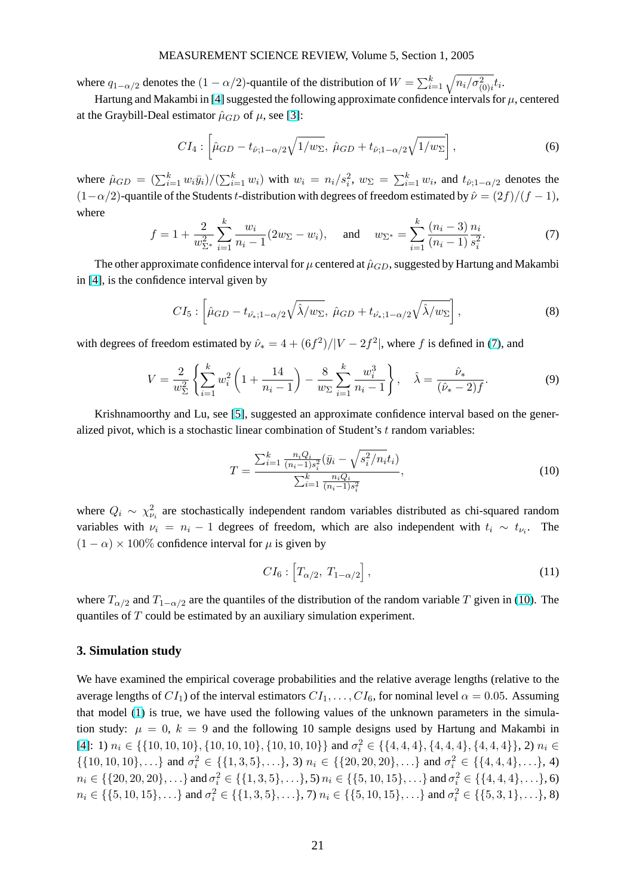where $q_{1-\alpha/2}$ denotes the $(1-\alpha/2)$-quantile of the distribution of $W = \sum_{i=1}^{k} \sqrt{n_i/\sigma_{(0)i}^2}\, t_i$.

Hartung and Makambi in [4] suggested the following approximate confidence intervals for $\mu$, centered at the Graybill-Deal estimator $\hat{\mu}_{GD}$ of $\mu$, see [3]:

$$CI_4 : \left[ \hat{\mu}_{GD} - t_{\hat{\nu};1-\alpha/2}\sqrt{1/w_\Sigma},\ \hat{\mu}_{GD} + t_{\hat{\nu};1-\alpha/2}\sqrt{1/w_\Sigma} \right], \tag{6}$$

where $\hat{\mu}_{GD} = (\sum_{i=1}^{k} w_i \bar{y}_i)/(\sum_{i=1}^{k} w_i)$ with $w_i = n_i/s_i^2$, $w_\Sigma = \sum_{i=1}^{k} w_i$, and $t_{\hat{\nu};1-\alpha/2}$ denotes the $(1-\alpha/2)$-quantile of the Students $t$-distribution with degrees of freedom estimated by $\hat{\nu} = (2f)/(f-1)$, where

$$f = 1 + \frac{2}{w_{\Sigma^*}^2} \sum_{i=1}^{k} \frac{w_i}{n_i - 1}(2w_\Sigma - w_i), \quad \text{and} \quad w_{\Sigma^*} = \sum_{i=1}^{k} \frac{(n_i - 3)}{(n_i - 1)} \frac{n_i}{s_i^2}. \tag{7}$$

The other approximate confidence interval for $\mu$ centered at $\hat{\mu}_{GD}$, suggested by Hartung and Makambi in [4], is the confidence interval given by

$$CI_5 : \left[ \hat{\mu}_{GD} - t_{\hat{\nu}_*;1-\alpha/2}\sqrt{\hat{\lambda}/w_\Sigma},\ \hat{\mu}_{GD} + t_{\hat{\nu}_*;1-\alpha/2}\sqrt{\hat{\lambda}/w_\Sigma} \right], \tag{8}$$

with degrees of freedom estimated by $\hat{\nu}_* = 4 + (6f^2)/|V - 2f^2|$, where $f$ is defined in (7), and

$$V = \frac{2}{w_\Sigma^2} \left\{ \sum_{i=1}^{k} w_i^2 \left(1 + \frac{14}{n_i - 1}\right) - \frac{8}{w_\Sigma} \sum_{i=1}^{k} \frac{w_i^3}{n_i - 1} \right\}, \quad \hat{\lambda} = \frac{\hat{\nu}_*}{(\hat{\nu}_* - 2)f}. \tag{9}$$

Krishnamoorthy and Lu, see [5], suggested an approximate confidence interval based on the generalized pivot, which is a stochastic linear combination of Student's $t$ random variables:

$$T = \frac{\sum_{i=1}^{k} \frac{n_i Q_i}{(n_i - 1)s_i^2}\left(\bar{y}_i - \sqrt{s_i^2/n_i}\, t_i\right)}{\sum_{i=1}^{k} \frac{n_i Q_i}{(n_i - 1)s_i^2}}, \tag{10}$$

where $Q_i \sim \chi^2_{\nu_i}$ are stochastically independent random variables distributed as chi-squared random variables with $\nu_i = n_i - 1$ degrees of freedom, which are also independent with $t_i \sim t_{\nu_i}$. The $(1-\alpha) \times 100\%$ confidence interval for $\mu$ is given by

$$CI_6 : \left[ T_{\alpha/2},\ T_{1-\alpha/2} \right], \tag{11}$$

where $T_{\alpha/2}$ and $T_{1-\alpha/2}$ are the quantiles of the distribution of the random variable $T$ given in (10). The quantiles of $T$ could be estimated by an auxiliary simulation experiment.

### 3. Simulation study

We have examined the empirical coverage probabilities and the relative average lengths (relative to the average lengths of $CI_1$) of the interval estimators $CI_1, \ldots, CI_6$, for nominal level $\alpha = 0.05$. Assuming that model (1) is true, we have used the following values of the unknown parameters in the simulation study: $\mu = 0$, $k = 9$ and the following 10 sample designs used by Hartung and Makambi in [4]: 1) $n_i \in \{\{10, 10, 10\}, \{10, 10, 10\}, \{10, 10, 10\}\}$ and $\sigma_i^2 \in \{\{4, 4, 4\}, \{4, 4, 4\}, \{4, 4, 4\}\}$, 2) $n_i \in \{\{10, 10, 10\}, \ldots\}$ and $\sigma_i^2 \in \{\{1, 3, 5\}, \ldots\}$, 3) $n_i \in \{\{20, 20, 20\}, \ldots\}$ and $\sigma_i^2 \in \{\{4, 4, 4\}, \ldots\}$, 4) $n_i \in \{\{20, 20, 20\}, \ldots\}$ and $\sigma_i^2 \in \{\{1, 3, 5\}, \ldots\}$, 5) $n_i \in \{\{5, 10, 15\}, \ldots\}$ and $\sigma_i^2 \in \{\{4, 4, 4\}, \ldots\}$, 6) $n_i \in \{\{5, 10, 15\}, \ldots\}$ and $\sigma_i^2 \in \{\{1, 3, 5\}, \ldots\}$, 7) $n_i \in \{\{5, 10, 15\}, \ldots\}$ and $\sigma_i^2 \in \{\{5, 3, 1\}, \ldots\}$, 8)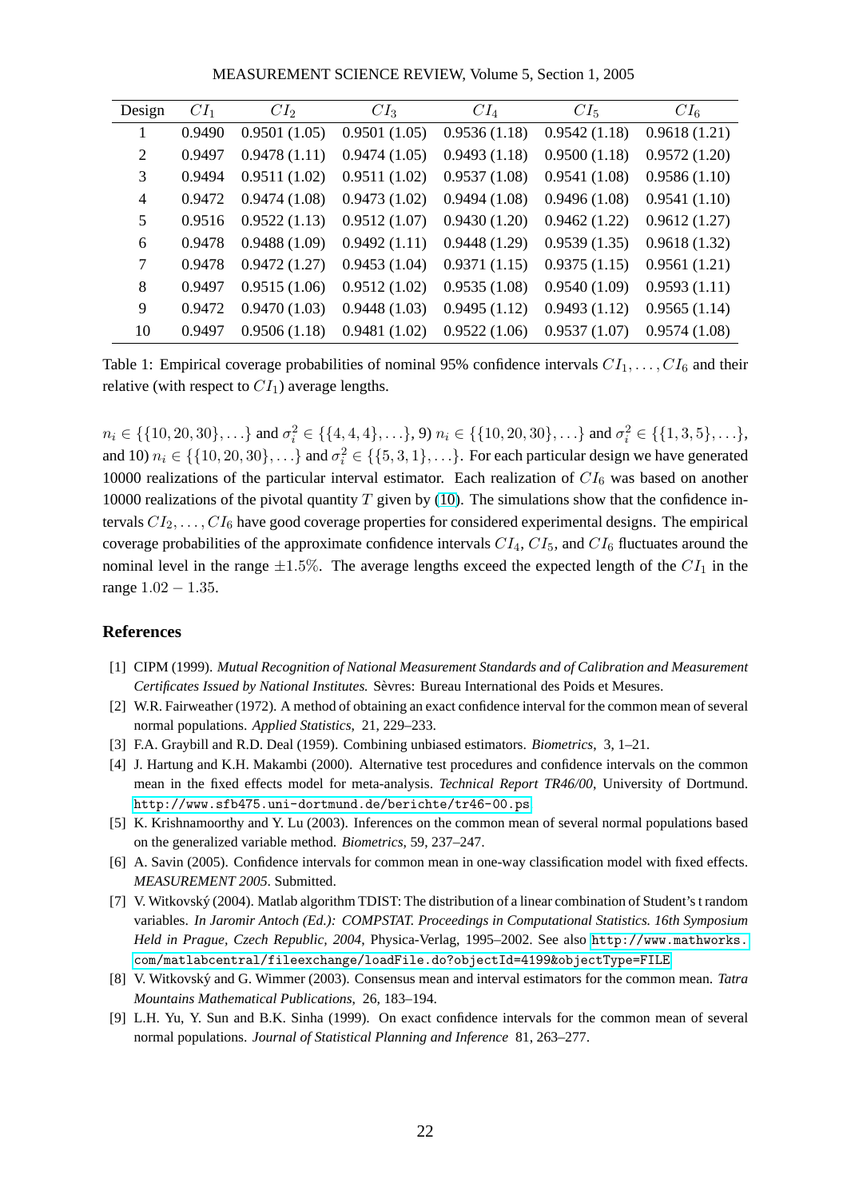| Design | $CI_1$ | $CI_2$ | $CI_3$ | $CI_4$ | $CI_5$ | $CI_6$ |
|---|---|---|---|---|---|---|
| 1 | 0.9490 | 0.9501 (1.05) | 0.9501 (1.05) | 0.9536 (1.18) | 0.9542 (1.18) | 0.9618 (1.21) |
| 2 | 0.9497 | 0.9478 (1.11) | 0.9474 (1.05) | 0.9493 (1.18) | 0.9500 (1.18) | 0.9572 (1.20) |
| 3 | 0.9494 | 0.9511 (1.02) | 0.9511 (1.02) | 0.9537 (1.08) | 0.9541 (1.08) | 0.9586 (1.10) |
| 4 | 0.9472 | 0.9474 (1.08) | 0.9473 (1.02) | 0.9494 (1.08) | 0.9496 (1.08) | 0.9541 (1.10) |
| 5 | 0.9516 | 0.9522 (1.13) | 0.9512 (1.07) | 0.9430 (1.20) | 0.9462 (1.22) | 0.9612 (1.27) |
| 6 | 0.9478 | 0.9488 (1.09) | 0.9492 (1.11) | 0.9448 (1.29) | 0.9539 (1.35) | 0.9618 (1.32) |
| 7 | 0.9478 | 0.9472 (1.27) | 0.9453 (1.04) | 0.9371 (1.15) | 0.9375 (1.15) | 0.9561 (1.21) |
| 8 | 0.9497 | 0.9515 (1.06) | 0.9512 (1.02) | 0.9535 (1.08) | 0.9540 (1.09) | 0.9593 (1.11) |
| 9 | 0.9472 | 0.9470 (1.03) | 0.9448 (1.03) | 0.9495 (1.12) | 0.9493 (1.12) | 0.9565 (1.14) |
| 10 | 0.9497 | 0.9506 (1.18) | 0.9481 (1.02) | 0.9522 (1.06) | 0.9537 (1.07) | 0.9574 (1.08) |

Table 1: Empirical coverage probabilities of nominal 95% confidence intervals $CI_1, \ldots, CI_6$ and their relative (with respect to $CI_1$) average lengths.

$n_i \in \{\{10, 20, 30\}, \ldots\}$ and $\sigma_i^2 \in \{\{4, 4, 4\}, \ldots\}$, 9) $n_i \in \{\{10, 20, 30\}, \ldots\}$ and $\sigma_i^2 \in \{\{1, 3, 5\}, \ldots\}$, and 10) $n_i \in \{\{10, 20, 30\}, \ldots\}$ and $\sigma_i^2 \in \{\{5, 3, 1\}, \ldots\}$. For each particular design we have generated 10000 realizations of the particular interval estimator. Each realization of $CI_6$ was based on another 10000 realizations of the pivotal quantity $T$ given by (10). The simulations show that the confidence intervals $CI_2, \ldots, CI_6$ have good coverage properties for considered experimental designs. The empirical coverage probabilities of the approximate confidence intervals $CI_4$, $CI_5$, and $CI_6$ fluctuates around the nominal level in the range $\pm 1.5\%$. The average lengths exceed the expected length of the $CI_1$ in the range $1.02 - 1.35$.

## References

[1] CIPM (1999). *Mutual Recognition of National Measurement Standards and of Calibration and Measurement Certificates Issued by National Institutes.* Sèvres: Bureau International des Poids et Mesures.

[2] W.R. Fairweather (1972). A method of obtaining an exact confidence interval for the common mean of several normal populations. *Applied Statistics*, 21, 229–233.

[3] F.A. Graybill and R.D. Deal (1959). Combining unbiased estimators. *Biometrics*, 3, 1–21.

[4] J. Hartung and K.H. Makambi (2000). Alternative test procedures and confidence intervals on the common mean in the fixed effects model for meta-analysis. *Technical Report TR46/00*, University of Dortmund. http://www.sfb475.uni-dortmund.de/berichte/tr46-00.ps

[5] K. Krishnamoorthy and Y. Lu (2003). Inferences on the common mean of several normal populations based on the generalized variable method. *Biometrics*, 59, 237–247.

[6] A. Savin (2005). Confidence intervals for common mean in one-way classification model with fixed effects. *MEASUREMENT 2005*. Submitted.

[7] V. Witkovský (2004). Matlab algorithm TDIST: The distribution of a linear combination of Student's t random variables. *In Jaromir Antoch (Ed.): COMPSTAT. Proceedings in Computational Statistics. 16th Symposium Held in Prague, Czech Republic, 2004*, Physica-Verlag, 1995–2002. See also http://www.mathworks.com/matlabcentral/fileexchange/loadFile.do?objectId=4199&objectType=FILE

[8] V. Witkovský and G. Wimmer (2003). Consensus mean and interval estimators for the common mean. *Tatra Mountains Mathematical Publications*, 26, 183–194.

[9] L.H. Yu, Y. Sun and B.K. Sinha (1999). On exact confidence intervals for the common mean of several normal populations. *Journal of Statistical Planning and Inference* 81, 263–277.